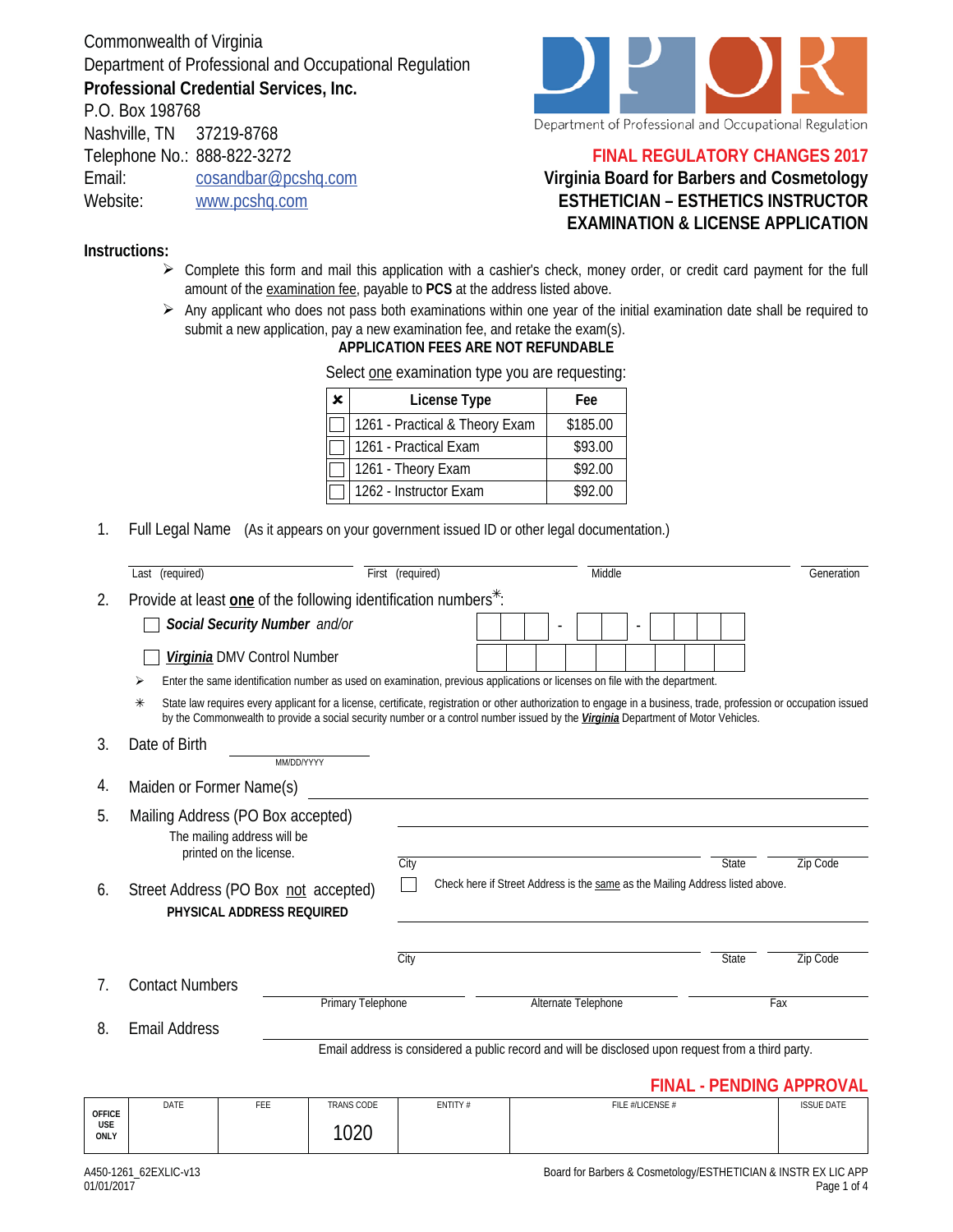Commonwealth of Virginia
Department of Professional and Occupational Regulation
**Professional Credential Services, Inc.**
P.O. Box 198768
Nashville, TN 37219-8768
Telephone No.: 888-822-3272
Email: cosandbar@pcshq.com
Website: www.pcshq.com

Department of Professional and Occupational Regulation

**FINAL REGULATORY CHANGES 2017**

# Virginia Board for Barbers and Cosmetology
# ESTHETICIAN – ESTHETICS INSTRUCTOR EXAMINATION & LICENSE APPLICATION

**Instructions:**

- Complete this form and mail this application with a cashier's check, money order, or credit card payment for the full amount of the examination fee, payable to **PCS** at the address listed above.
- Any applicant who does not pass both examinations within one year of the initial examination date shall be required to submit a new application, pay a new examination fee, and retake the exam(s).

**APPLICATION FEES ARE NOT REFUNDABLE**

Select one examination type you are requesting:

| ✘ | License Type | Fee |
|---|---|---|
| ☐ | 1261 - Practical & Theory Exam | $185.00 |
| ☐ | 1261 - Practical Exam | $93.00 |
| ☐ | 1261 - Theory Exam | $92.00 |
| ☐ | 1262 - Instructor Exam | $92.00 |

1. Full Legal Name (As it appears on your government issued ID or other legal documentation.)

   Last (required) ______ First (required) ______ Middle ______ Generation ______

2. Provide at least **one** of the following identification numbers✳:

   ☐ ***Social Security Number*** *and/or* ___ ___ ___ - ___ ___ - ___ ___ ___ ___

   ☐ ***Virginia*** DMV Control Number ___ ___ ___ ___ ___ ___ ___ ___ ___ ___ ___ ___

   - Enter the same identification number as used on examination, previous applications or licenses on file with the department.
   - ✳ State law requires every applicant for a license, certificate, registration or other authorization to engage in a business, trade, profession or occupation issued by the Commonwealth to provide a social security number or a control number issued by the ***Virginia*** Department of Motor Vehicles.

3. Date of Birth ______ MM/DD/YYYY

4. Maiden or Former Name(s) ______

5. Mailing Address (PO Box accepted) ______
   The mailing address will be printed on the license.
   City ______ State ______ Zip Code ______

6. Street Address (PO Box not accepted) **PHYSICAL ADDRESS REQUIRED**
   ☐ Check here if Street Address is the same as the Mailing Address listed above.
   ______
   City ______ State ______ Zip Code ______

7. Contact Numbers ______ Primary Telephone ______ Alternate Telephone ______ Fax

8. Email Address ______
   Email address is considered a public record and will be disclosed upon request from a third party.

**FINAL - PENDING APPROVAL**

| OFFICE USE ONLY | DATE | FEE | TRANS CODE | ENTITY # | FILE #/LICENSE # | ISSUE DATE |
|---|---|---|---|---|---|---|
| | | | 1020 | | | |

A450-1261_62EXLIC-v13
01/01/2017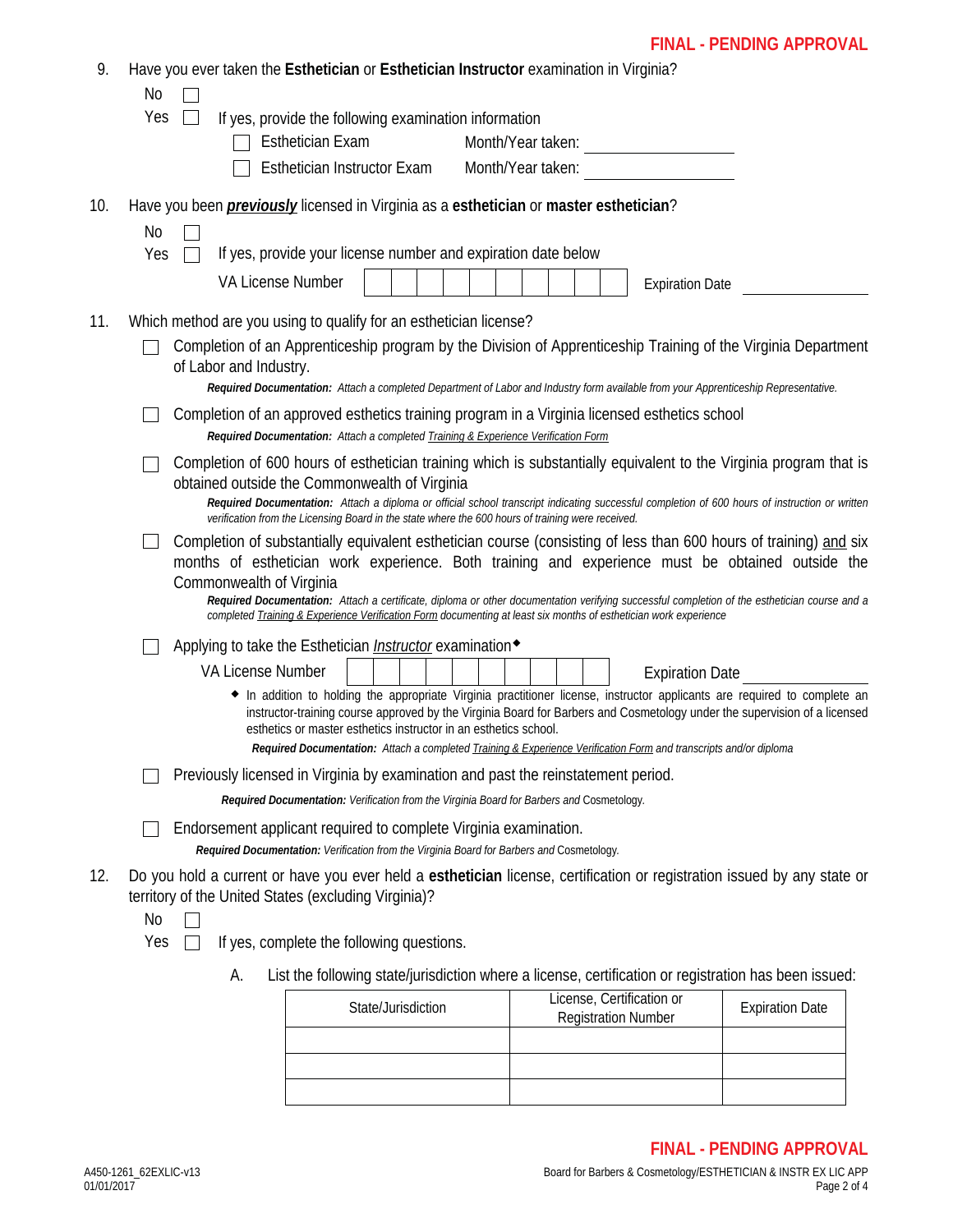FINAL - PENDING APPROVAL

9. Have you ever taken the **Esthetician** or **Esthetician Instructor** examination in Virginia?

   No ☐

   Yes ☐ If yes, provide the following examination information

   ☐ Esthetician Exam Month/Year taken: ____________

   ☐ Esthetician Instructor Exam Month/Year taken: ____________

10. Have you been ***previously*** licensed in Virginia as a **esthetician** or **master esthetician**?

    No ☐

    Yes ☐ If yes, provide your license number and expiration date below

    VA License Number | | | | | | | | | | | Expiration Date ____________

11. Which method are you using to qualify for an esthetician license?

    ☐ Completion of an Apprenticeship program by the Division of Apprenticeship Training of the Virginia Department of Labor and Industry.

    ***Required Documentation:*** *Attach a completed Department of Labor and Industry form available from your Apprenticeship Representative.*

    ☐ Completion of an approved esthetics training program in a Virginia licensed esthetics school

    ***Required Documentation:*** *Attach a completed Training & Experience Verification Form*

    ☐ Completion of 600 hours of esthetician training which is substantially equivalent to the Virginia program that is obtained outside the Commonwealth of Virginia

    ***Required Documentation:*** *Attach a diploma or official school transcript indicating successful completion of 600 hours of instruction or written verification from the Licensing Board in the state where the 600 hours of training were received.*

    ☐ Completion of substantially equivalent esthetician course (consisting of less than 600 hours of training) and six months of esthetician work experience. Both training and experience must be obtained outside the Commonwealth of Virginia

    ***Required Documentation:*** *Attach a certificate, diploma or other documentation verifying successful completion of the esthetician course and a completed Training & Experience Verification Form documenting at least six months of esthetician work experience*

    ☐ Applying to take the Esthetician *Instructor* examination◆

    VA License Number | | | | | | | | | | | Expiration Date ____________

    ◆ In addition to holding the appropriate Virginia practitioner license, instructor applicants are required to complete an instructor-training course approved by the Virginia Board for Barbers and Cosmetology under the supervision of a licensed esthetics or master esthetics instructor in an esthetics school.

    ***Required Documentation:*** *Attach a completed Training & Experience Verification Form and transcripts and/or diploma*

    ☐ Previously licensed in Virginia by examination and past the reinstatement period.

    ***Required Documentation:*** *Verification from the Virginia Board for Barbers and* Cosmetology.

    ☐ Endorsement applicant required to complete Virginia examination.

    ***Required Documentation:*** *Verification from the Virginia Board for Barbers and* Cosmetology.

12. Do you hold a current or have you ever held a **esthetician** license, certification or registration issued by any state or territory of the United States (excluding Virginia)?

    No ☐

    Yes ☐ If yes, complete the following questions.

    A. List the following state/jurisdiction where a license, certification or registration has been issued:

| State/Jurisdiction | License, Certification or Registration Number | Expiration Date |
|---|---|---|
| | | |
| | | |
| | | |

FINAL - PENDING APPROVAL

A450-1261_62EXLIC-v13
01/01/2017

Board for Barbers & Cosmetology/ESTHETICIAN & INSTR EX LIC APP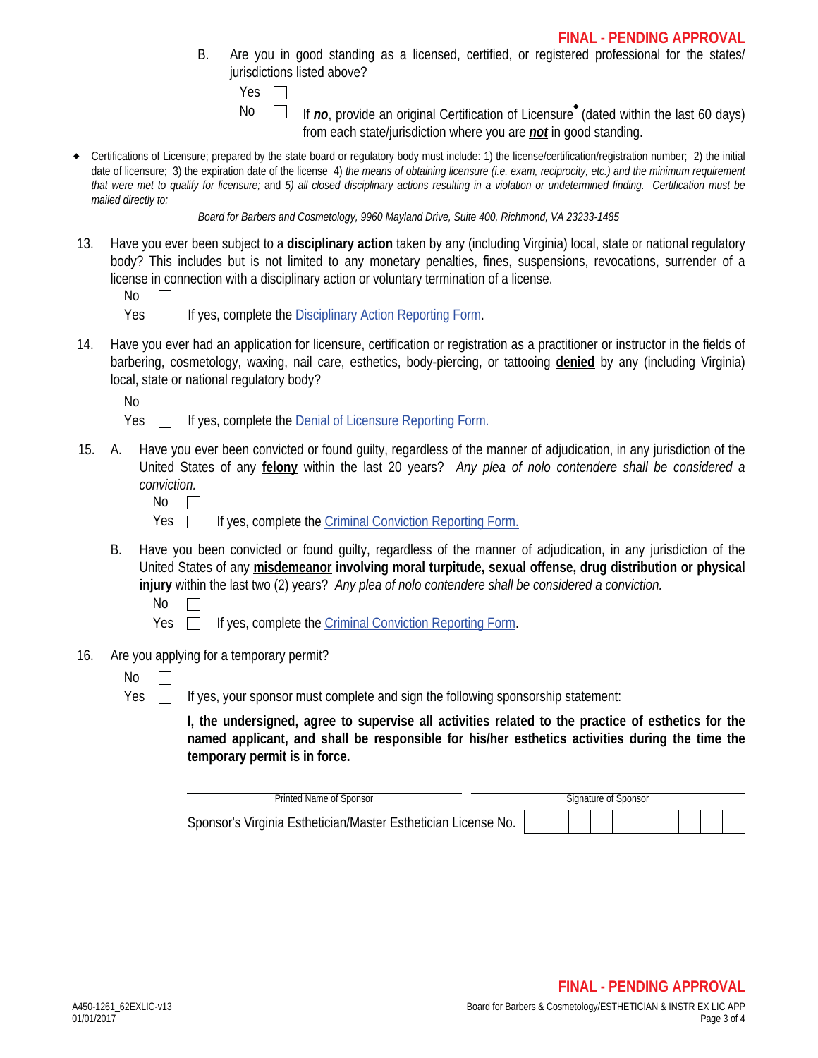B. Are you in good standing as a licensed, certified, or registered professional for the states/ jurisdictions listed above?

Yes ☐

No ☐ If ***no***, provide an original Certification of Licensure◆ (dated within the last 60 days) from each state/jurisdiction where you are ***not*** in good standing.

◆ Certifications of Licensure; prepared by the state board or regulatory body must include: 1) the license/certification/registration number; 2) the initial date of licensure; 3) the expiration date of the license 4) *the means of obtaining licensure (i.e. exam, reciprocity, etc.) and the minimum requirement that were met to qualify for licensure;* and *5) all closed disciplinary actions resulting in a violation or undetermined finding. Certification must be mailed directly to:*

*Board for Barbers and Cosmetology, 9960 Mayland Drive, Suite 400, Richmond, VA 23233-1485*

13. Have you ever been subject to a **disciplinary action** taken by any (including Virginia) local, state or national regulatory body? This includes but is not limited to any monetary penalties, fines, suspensions, revocations, surrender of a license in connection with a disciplinary action or voluntary termination of a license.

    No ☐

    Yes ☐ If yes, complete the Disciplinary Action Reporting Form.

14. Have you ever had an application for licensure, certification or registration as a practitioner or instructor in the fields of barbering, cosmetology, waxing, nail care, esthetics, body-piercing, or tattooing **denied** by any (including Virginia) local, state or national regulatory body?

    No ☐

    Yes ☐ If yes, complete the Denial of Licensure Reporting Form.

15. A. Have you ever been convicted or found guilty, regardless of the manner of adjudication, in any jurisdiction of the United States of any **felony** within the last 20 years? *Any plea of nolo contendere shall be considered a conviction.*

    No ☐

    Yes ☐ If yes, complete the Criminal Conviction Reporting Form.

    B. Have you been convicted or found guilty, regardless of the manner of adjudication, in any jurisdiction of the United States of any **misdemeanor involving moral turpitude, sexual offense, drug distribution or physical injury** within the last two (2) years? *Any plea of nolo contendere shall be considered a conviction.*

    No ☐

    Yes ☐ If yes, complete the Criminal Conviction Reporting Form.

16. Are you applying for a temporary permit?

    No ☐

    Yes ☐ If yes, your sponsor must complete and sign the following sponsorship statement:

    **I, the undersigned, agree to supervise all activities related to the practice of esthetics for the named applicant, and shall be responsible for his/her esthetics activities during the time the temporary permit is in force.**

    ______________________________ ______________________________

    Printed Name of Sponsor Signature of Sponsor

    Sponsor's Virginia Esthetician/Master Esthetician License No. | | | | | | | | | | |

A450-1261_62EXLIC-v13
01/01/2017

Board for Barbers & Cosmetology/ESTHETICIAN & INSTR EX LIC APP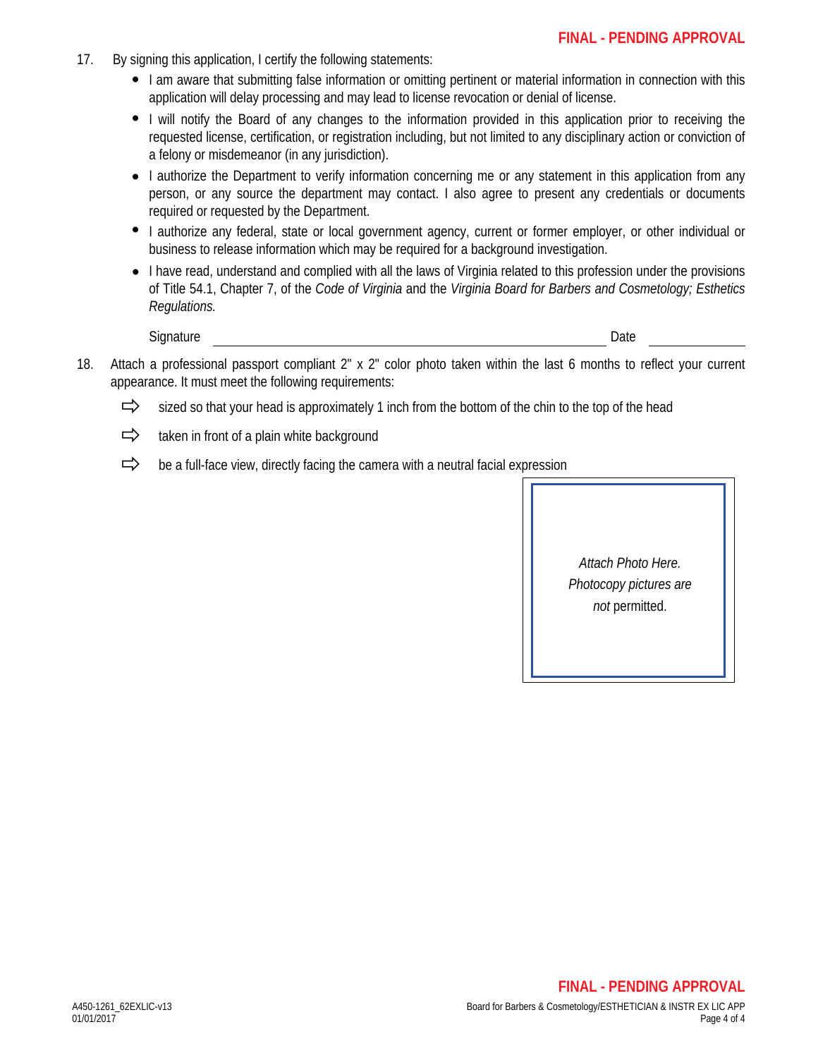17. By signing this application, I certify the following statements:
    - I am aware that submitting false information or omitting pertinent or material information in connection with this application will delay processing and may lead to license revocation or denial of license.
    - I will notify the Board of any changes to the information provided in this application prior to receiving the requested license, certification, or registration including, but not limited to any disciplinary action or conviction of a felony or misdemeanor (in any jurisdiction).
    - I authorize the Department to verify information concerning me or any statement in this application from any person, or any source the department may contact. I also agree to present any credentials or documents required or requested by the Department.
    - I authorize any federal, state or local government agency, current or former employer, or other individual or business to release information which may be required for a background investigation.
    - I have read, understand and complied with all the laws of Virginia related to this profession under the provisions of Title 54.1, Chapter 7, of the *Code of Virginia* and the *Virginia Board for Barbers and Cosmetology; Esthetics Regulations.*

    Signature ______________________________________________ Date ______________

18. Attach a professional passport compliant 2" x 2" color photo taken within the last 6 months to reflect your current appearance. It must meet the following requirements:
    - ⇨ sized so that your head is approximately 1 inch from the bottom of the chin to the top of the head
    - ⇨ taken in front of a plain white background
    - ⇨ be a full-face view, directly facing the camera with a neutral facial expression

*Attach Photo Here. Photocopy pictures are* *not* permitted.

A450-1261_62EXLIC-v13
01/01/2017